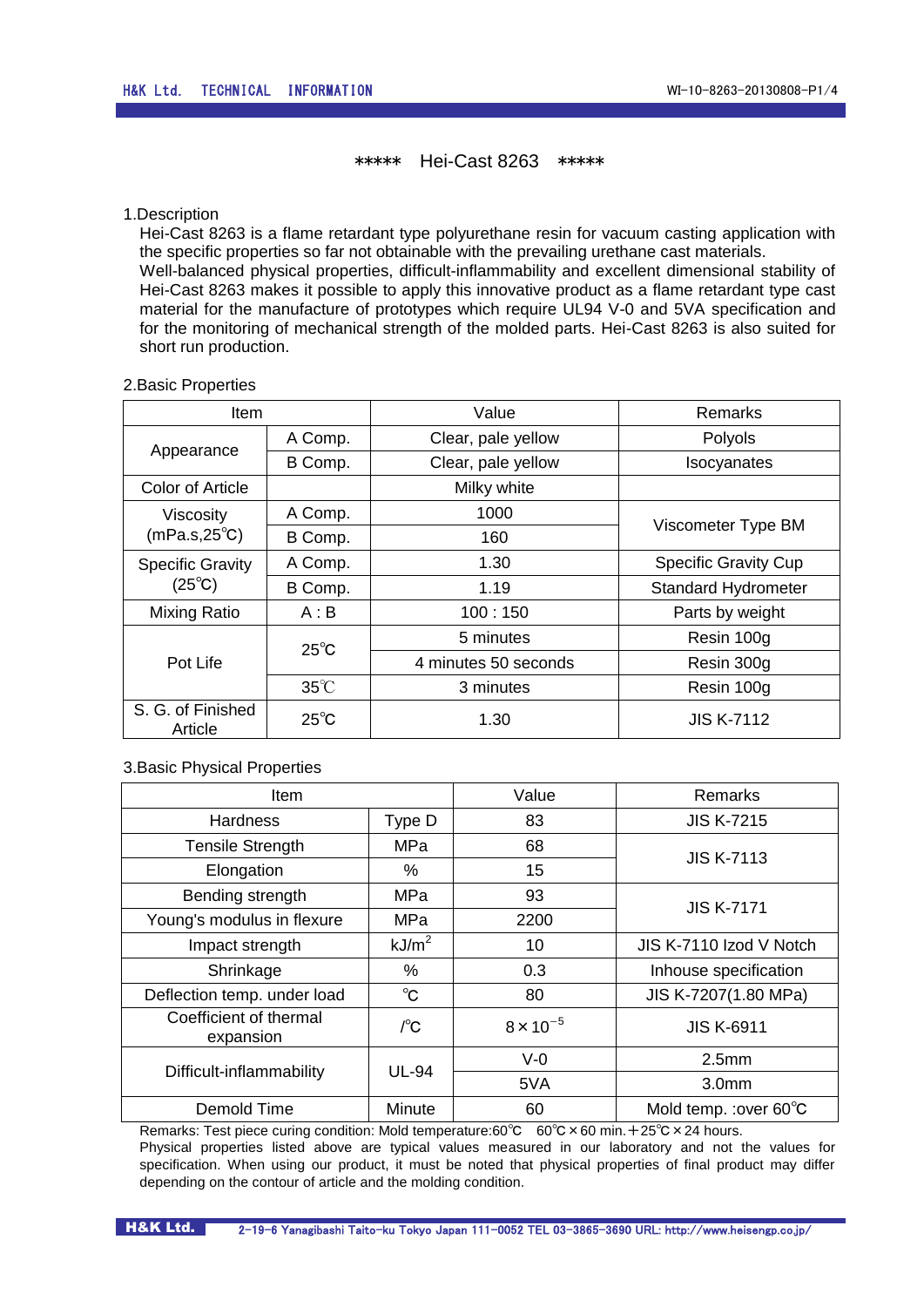# ＊＊＊＊＊ Hei-Cast 8263 ＊＊＊＊＊

## 1.Description

Hei-Cast 8263 is a flame retardant type polyurethane resin for vacuum casting application with the specific properties so far not obtainable with the prevailing urethane cast materials.
Well-balanced physical properties, difficult-inflammability and excellent dimensional stability of Hei-Cast 8263 makes it possible to apply this innovative product as a flame retardant type cast material for the manufacture of prototypes which require UL94 V-0 and 5VA specification and for the monitoring of mechanical strength of the molded parts. Hei-Cast 8263 is also suited for short run production.

## 2.Basic Properties

| Item | | Value | Remarks |
|---|---|---|---|
| Appearance | A Comp. | Clear, pale yellow | Polyols |
| | B Comp. | Clear, pale yellow | Isocyanates |
| Color of Article | | Milky white | |
| Viscosity (mPa.s,25℃) | A Comp. | 1000 | Viscometer Type BM |
| | B Comp. | 160 | |
| Specific Gravity (25℃) | A Comp. | 1.30 | Specific Gravity Cup |
| | B Comp. | 1.19 | Standard Hydrometer |
| Mixing Ratio | A : B | 100 : 150 | Parts by weight |
| Pot Life | 25℃ | 5 minutes | Resin 100g |
| | | 4 minutes 50 seconds | Resin 300g |
| | 35℃ | 3 minutes | Resin 100g |
| S. G. of Finished Article | 25℃ | 1.30 | JIS K-7112 |

## 3.Basic Physical Properties

| Item | | Value | Remarks |
|---|---|---|---|
| Hardness | Type D | 83 | JIS K-7215 |
| Tensile Strength | MPa | 68 | JIS K-7113 |
| Elongation | % | 15 | |
| Bending strength | MPa | 93 | JIS K-7171 |
| Young's modulus in flexure | MPa | 2200 | |
| Impact strength | $kJ/m^2$ | 10 | JIS K-7110 Izod V Notch |
| Shrinkage | % | 0.3 | Inhouse specification |
| Deflection temp. under load | ℃ | 80 | JIS K-7207(1.80 MPa) |
| Coefficient of thermal expansion | /℃ | $8 \times 10^{-5}$ | JIS K-6911 |
| Difficult-inflammability | UL-94 | V-0 | 2.5mm |
| | | 5VA | 3.0mm |
| Demold Time | Minute | 60 | Mold temp. :over 60℃ |

Remarks: Test piece curing condition: Mold temperature:60℃ 60℃×60 min.＋25℃×24 hours.
Physical properties listed above are typical values measured in our laboratory and not the values for specification. When using our product, it must be noted that physical properties of final product may differ depending on the contour of article and the molding condition.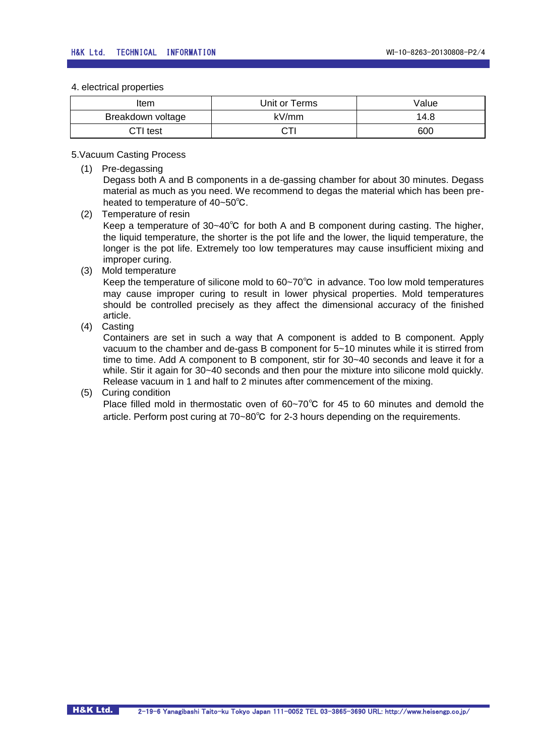4. electrical properties

| Item | Unit or Terms | Value |
|---|---|---|
| Breakdown voltage | kV/mm | 14.8 |
| CTI test | CTI | 600 |

5.Vacuum Casting Process

(1) Pre-degassing

Degass both A and B components in a de-gassing chamber for about 30 minutes. Degass material as much as you need. We recommend to degas the material which has been pre-heated to temperature of 40~50℃.

(2) Temperature of resin

Keep a temperature of 30~40℃ for both A and B component during casting. The higher, the liquid temperature, the shorter is the pot life and the lower, the liquid temperature, the longer is the pot life. Extremely too low temperatures may cause insufficient mixing and improper curing.

(3) Mold temperature

Keep the temperature of silicone mold to 60~70℃ in advance. Too low mold temperatures may cause improper curing to result in lower physical properties. Mold temperatures should be controlled precisely as they affect the dimensional accuracy of the finished article.

(4) Casting

Containers are set in such a way that A component is added to B component. Apply vacuum to the chamber and de-gass B component for 5~10 minutes while it is stirred from time to time. Add A component to B component, stir for 30~40 seconds and leave it for a while. Stir it again for 30~40 seconds and then pour the mixture into silicone mold quickly. Release vacuum in 1 and half to 2 minutes after commencement of the mixing.

(5) Curing condition

Place filled mold in thermostatic oven of 60~70℃ for 45 to 60 minutes and demold the article. Perform post curing at 70~80℃ for 2-3 hours depending on the requirements.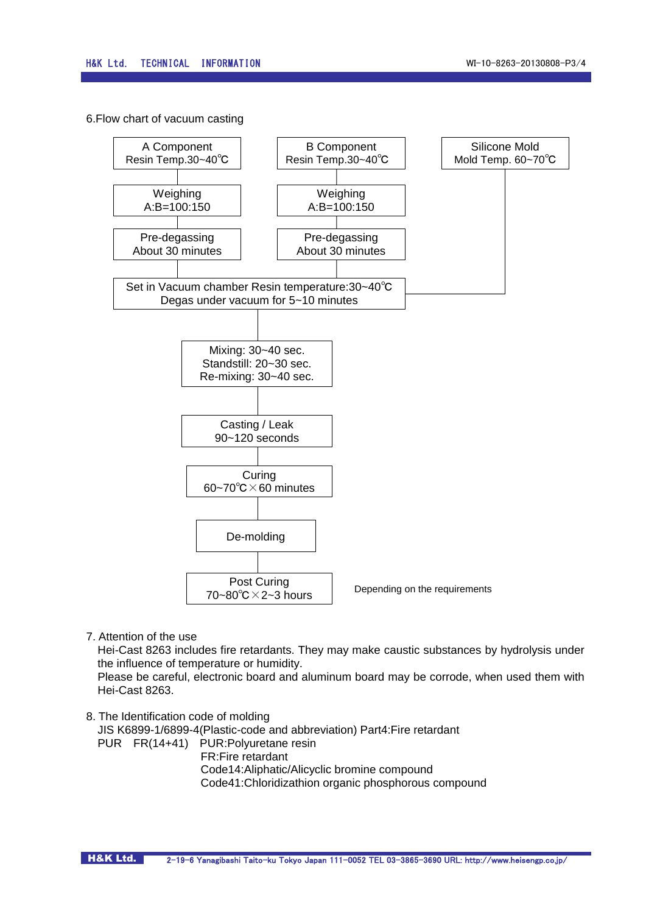6.Flow chart of vacuum casting

A Component
Resin Temp.30~40℃

Weighing
A:B=100:150

Pre-degassing
About 30 minutes

B Component
Resin Temp.30~40℃

Weighing
A:B=100:150

Pre-degassing
About 30 minutes

Silicone Mold
Mold Temp. 60~70℃

Set in Vacuum chamber Resin temperature:30~40℃
Degas under vacuum for 5~10 minutes

Mixing: 30~40 sec.
Standstill: 20~30 sec.
Re-mixing: 30~40 sec.

Casting / Leak
90~120 seconds

Curing
60~70℃×60 minutes

De-molding

Post Curing
70~80℃×2~3 hours

Depending on the requirements

7. Attention of the use

Hei-Cast 8263 includes fire retardants. They may make caustic substances by hydrolysis under the influence of temperature or humidity.

Please be careful, electronic board and aluminum board may be corrode, when used them with Hei-Cast 8263.

8. The Identification code of molding

JIS K6899-1/6899-4(Plastic-code and abbreviation) Part4:Fire retardant

PUR FR(14+41) PUR:Polyuretane resin
FR:Fire retardant
Code14:Aliphatic/Alicyclic bromine compound
Code41:Chloridizathion organic phosphorous compound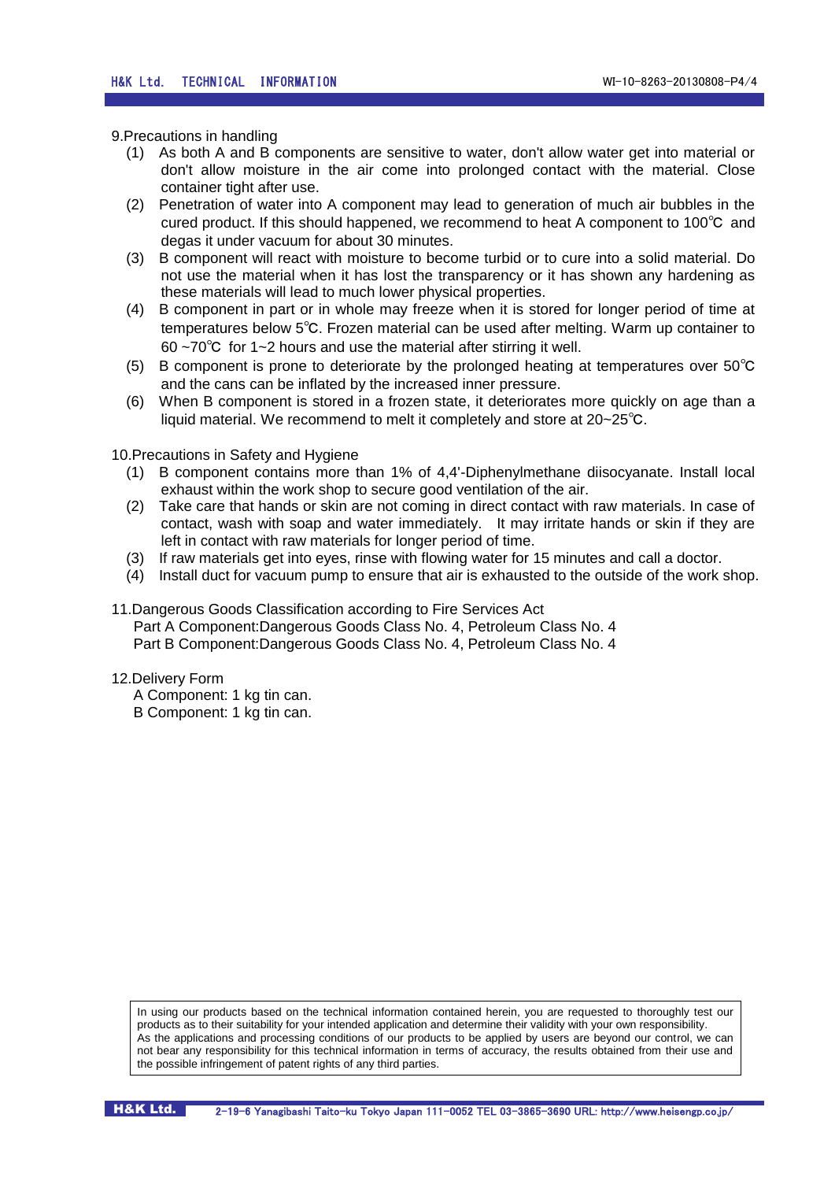9.Precautions in handling

(1) As both A and B components are sensitive to water, don't allow water get into material or don't allow moisture in the air come into prolonged contact with the material. Close container tight after use.

(2) Penetration of water into A component may lead to generation of much air bubbles in the cured product. If this should happened, we recommend to heat A component to 100℃ and degas it under vacuum for about 30 minutes.

(3) B component will react with moisture to become turbid or to cure into a solid material. Do not use the material when it has lost the transparency or it has shown any hardening as these materials will lead to much lower physical properties.

(4) B component in part or in whole may freeze when it is stored for longer period of time at temperatures below 5℃. Frozen material can be used after melting. Warm up container to 60 ~70℃ for 1~2 hours and use the material after stirring it well.

(5) B component is prone to deteriorate by the prolonged heating at temperatures over 50℃ and the cans can be inflated by the increased inner pressure.

(6) When B component is stored in a frozen state, it deteriorates more quickly on age than a liquid material. We recommend to melt it completely and store at 20~25℃.

10.Precautions in Safety and Hygiene

(1) B component contains more than 1% of 4,4'-Diphenylmethane diisocyanate. Install local exhaust within the work shop to secure good ventilation of the air.

(2) Take care that hands or skin are not coming in direct contact with raw materials. In case of contact, wash with soap and water immediately. It may irritate hands or skin if they are left in contact with raw materials for longer period of time.

(3) If raw materials get into eyes, rinse with flowing water for 15 minutes and call a doctor.

(4) Install duct for vacuum pump to ensure that air is exhausted to the outside of the work shop.

11.Dangerous Goods Classification according to Fire Services Act

Part A Component:Dangerous Goods Class No. 4, Petroleum Class No. 4
Part B Component:Dangerous Goods Class No. 4, Petroleum Class No. 4

12.Delivery Form

A Component: 1 kg tin can.
B Component: 1 kg tin can.

In using our products based on the technical information contained herein, you are requested to thoroughly test our products as to their suitability for your intended application and determine their validity with your own responsibility.
As the applications and processing conditions of our products to be applied by users are beyond our control, we can not bear any responsibility for this technical information in terms of accuracy, the results obtained from their use and the possible infringement of patent rights of any third parties.